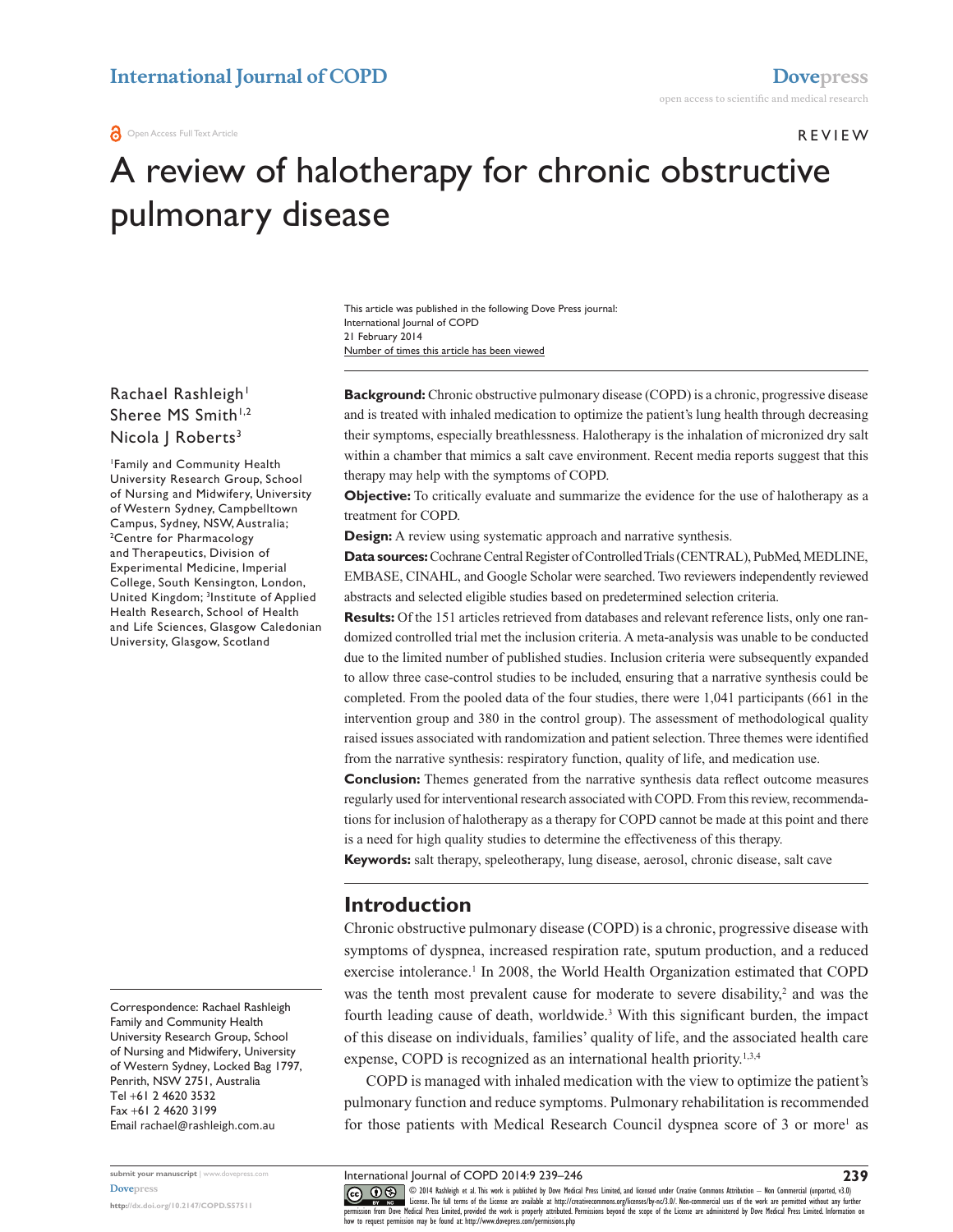REVIEW

# A review of halotherapy for chronic obstructive pulmonary disease

This article was published in the following Dove Press journal:
International Journal of COPD
21 February 2014
Number of times this article has been viewed

Rachael Rashleigh[1]
Sheree MS Smith[1,2]
Nicola J Roberts[3]

[1]Family and Community Health University Research Group, School of Nursing and Midwifery, University of Western Sydney, Campbelltown Campus, Sydney, NSW, Australia; [2]Centre for Pharmacology and Therapeutics, Division of Experimental Medicine, Imperial College, South Kensington, London, United Kingdom; [3]Institute of Applied Health Research, School of Health and Life Sciences, Glasgow Caledonian University, Glasgow, Scotland

**Background:** Chronic obstructive pulmonary disease (COPD) is a chronic, progressive disease and is treated with inhaled medication to optimize the patient's lung health through decreasing their symptoms, especially breathlessness. Halotherapy is the inhalation of micronized dry salt within a chamber that mimics a salt cave environment. Recent media reports suggest that this therapy may help with the symptoms of COPD.

**Objective:** To critically evaluate and summarize the evidence for the use of halotherapy as a treatment for COPD.

**Design:** A review using systematic approach and narrative synthesis.

**Data sources:** Cochrane Central Register of Controlled Trials (CENTRAL), PubMed, MEDLINE, EMBASE, CINAHL, and Google Scholar were searched. Two reviewers independently reviewed abstracts and selected eligible studies based on predetermined selection criteria.

**Results:** Of the 151 articles retrieved from databases and relevant reference lists, only one randomized controlled trial met the inclusion criteria. A meta-analysis was unable to be conducted due to the limited number of published studies. Inclusion criteria were subsequently expanded to allow three case-control studies to be included, ensuring that a narrative synthesis could be completed. From the pooled data of the four studies, there were 1,041 participants (661 in the intervention group and 380 in the control group). The assessment of methodological quality raised issues associated with randomization and patient selection. Three themes were identified from the narrative synthesis: respiratory function, quality of life, and medication use.

**Conclusion:** Themes generated from the narrative synthesis data reflect outcome measures regularly used for interventional research associated with COPD. From this review, recommendations for inclusion of halotherapy as a therapy for COPD cannot be made at this point and there is a need for high quality studies to determine the effectiveness of this therapy.

**Keywords:** salt therapy, speleotherapy, lung disease, aerosol, chronic disease, salt cave

Correspondence: Rachael Rashleigh
Family and Community Health University Research Group, School of Nursing and Midwifery, University of Western Sydney, Locked Bag 1797, Penrith, NSW 2751, Australia
Tel +61 2 4620 3532
Fax +61 2 4620 3199
Email rachael@rashleigh.com.au

## Introduction

Chronic obstructive pulmonary disease (COPD) is a chronic, progressive disease with symptoms of dyspnea, increased respiration rate, sputum production, and a reduced exercise intolerance.[1] In 2008, the World Health Organization estimated that COPD was the tenth most prevalent cause for moderate to severe disability,[2] and was the fourth leading cause of death, worldwide.[3] With this significant burden, the impact of this disease on individuals, families' quality of life, and the associated health care expense, COPD is recognized as an international health priority.[1,3,4]

COPD is managed with inhaled medication with the view to optimize the patient's pulmonary function and reduce symptoms. Pulmonary rehabilitation is recommended for those patients with Medical Research Council dyspnea score of 3 or more[1] as

© 2014 Rashleigh et al. This work is published by Dove Medical Press Limited, and licensed under Creative Commons Attribution – Non Commercial (unported, v3.0) License. The full terms of the License are available at http://creativecommons.org/licenses/by-nc/3.0/. Non-commercial uses of the work are permitted without any further permission from Dove Medical Press Limited, provided the work is properly attributed. Permissions beyond the scope of the License are administered by Dove Medical Press Limited. Information on how to request permission may be found at: http://www.dovepress.com/permissions.php

http://dx.doi.org/10.2147/COPD.S57511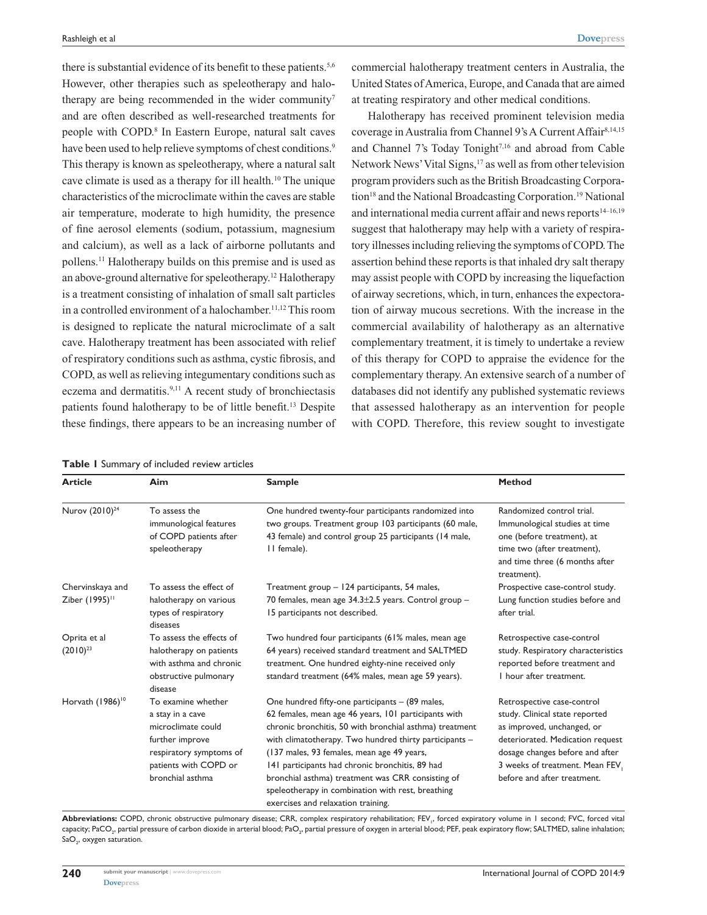there is substantial evidence of its benefit to these patients.[5,6] However, other therapies such as speleotherapy and halotherapy are being recommended in the wider community[7] and are often described as well-researched treatments for people with COPD.[8] In Eastern Europe, natural salt caves have been used to help relieve symptoms of chest conditions.[9] This therapy is known as speleotherapy, where a natural salt cave climate is used as a therapy for ill health.[10] The unique characteristics of the microclimate within the caves are stable air temperature, moderate to high humidity, the presence of fine aerosol elements (sodium, potassium, magnesium and calcium), as well as a lack of airborne pollutants and pollens.[11] Halotherapy builds on this premise and is used as an above-ground alternative for speleotherapy.[12] Halotherapy is a treatment consisting of inhalation of small salt particles in a controlled environment of a halochamber.[11,12] This room is designed to replicate the natural microclimate of a salt cave. Halotherapy treatment has been associated with relief of respiratory conditions such as asthma, cystic fibrosis, and COPD, as well as relieving integumentary conditions such as eczema and dermatitis.[9,11] A recent study of bronchiectasis patients found halotherapy to be of little benefit.[13] Despite these findings, there appears to be an increasing number of commercial halotherapy treatment centers in Australia, the United States of America, Europe, and Canada that are aimed at treating respiratory and other medical conditions.

Halotherapy has received prominent television media coverage in Australia from Channel 9's A Current Affair[8,14,15] and Channel 7's Today Tonight[7,16] and abroad from Cable Network News' Vital Signs,[17] as well as from other television program providers such as the British Broadcasting Corporation[18] and the National Broadcasting Corporation.[19] National and international media current affair and news reports[14–16,19] suggest that halotherapy may help with a variety of respiratory illnesses including relieving the symptoms of COPD. The assertion behind these reports is that inhaled dry salt therapy may assist people with COPD by increasing the liquefaction of airway secretions, which, in turn, enhances the expectoration of airway mucous secretions. With the increase in the commercial availability of halotherapy as an alternative complementary treatment, it is timely to undertake a review of this therapy for COPD to appraise the evidence for the complementary therapy. An extensive search of a number of databases did not identify any published systematic reviews that assessed halotherapy as an intervention for people with COPD. Therefore, this review sought to investigate

**Table 1** Summary of included review articles

| Article | Aim | Sample | Method |
|---|---|---|---|
| Nurov (2010)[24] | To assess the immunological features of COPD patients after speleotherapy | One hundred twenty-four participants randomized into two groups. Treatment group 103 participants (60 male, 43 female) and control group 25 participants (14 male, 11 female). | Randomized control trial. Immunological studies at time one (before treatment), at time two (after treatment), and time three (6 months after treatment). |
| Chervinskaya and Ziber (1995)[11] | To assess the effect of halotherapy on various types of respiratory diseases | Treatment group – 124 participants, 54 males, 70 females, mean age 34.3±2.5 years. Control group – 15 participants not described. | Prospective case-control study. Lung function studies before and after trial. |
| Oprita et al (2010)[23] | To assess the effects of halotherapy on patients with asthma and chronic obstructive pulmonary disease | Two hundred four participants (61% males, mean age 64 years) received standard treatment and SALTMED treatment. One hundred eighty-nine received only standard treatment (64% males, mean age 59 years). | Retrospective case-control study. Respiratory characteristics reported before treatment and 1 hour after treatment. |
| Horvath (1986)[10] | To examine whether a stay in a cave microclimate could further improve respiratory symptoms of patients with COPD or bronchial asthma | One hundred fifty-one participants – (89 males, 62 females, mean age 46 years, 101 participants with chronic bronchitis, 50 with bronchial asthma) treatment with climatotherapy. Two hundred thirty participants – (137 males, 93 females, mean age 49 years, 141 participants had chronic bronchitis, 89 had bronchial asthma) treatment was CRR consisting of speleotherapy in combination with rest, breathing exercises and relaxation training. | Retrospective case-control study. Clinical state reported as improved, unchanged, or deteriorated. Medication request dosage changes before and after 3 weeks of treatment. Mean $FEV_1$ before and after treatment. |

**Abbreviations:** COPD, chronic obstructive pulmonary disease; CRR, complex respiratory rehabilitation; $FEV_1$, forced expiratory volume in 1 second; FVC, forced vital capacity; $PaCO_2$, partial pressure of carbon dioxide in arterial blood; $PaO_2$, partial pressure of oxygen in arterial blood; PEF, peak expiratory flow; SALTMED, saline inhalation; $SaO_2$, oxygen saturation.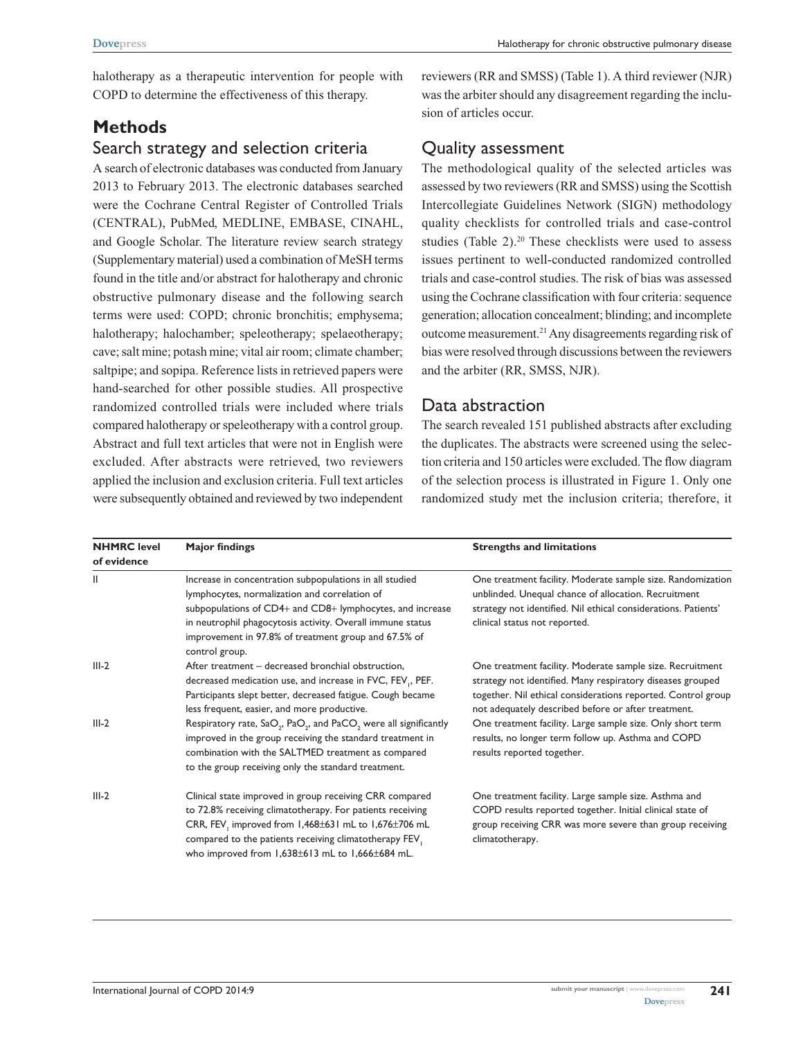halotherapy as a therapeutic intervention for people with COPD to determine the effectiveness of this therapy.

# Methods

## Search strategy and selection criteria

A search of electronic databases was conducted from January 2013 to February 2013. The electronic databases searched were the Cochrane Central Register of Controlled Trials (CENTRAL), PubMed, MEDLINE, EMBASE, CINAHL, and Google Scholar. The literature review search strategy (Supplementary material) used a combination of MeSH terms found in the title and/or abstract for halotherapy and chronic obstructive pulmonary disease and the following search terms were used: COPD; chronic bronchitis; emphysema; halotherapy; halochamber; speleotherapy; spelaeotherapy; cave; salt mine; potash mine; vital air room; climate chamber; saltpipe; and sopipa. Reference lists in retrieved papers were hand-searched for other possible studies. All prospective randomized controlled trials were included where trials compared halotherapy or speleotherapy with a control group. Abstract and full text articles that were not in English were excluded. After abstracts were retrieved, two reviewers applied the inclusion and exclusion criteria. Full text articles were subsequently obtained and reviewed by two independent reviewers (RR and SMSS) (Table 1). A third reviewer (NJR) was the arbiter should any disagreement regarding the inclusion of articles occur.

## Quality assessment

The methodological quality of the selected articles was assessed by two reviewers (RR and SMSS) using the Scottish Intercollegiate Guidelines Network (SIGN) methodology quality checklists for controlled trials and case-control studies (Table 2).[20] These checklists were used to assess issues pertinent to well-conducted randomized controlled trials and case-control studies. The risk of bias was assessed using the Cochrane classification with four criteria: sequence generation; allocation concealment; blinding; and incomplete outcome measurement.[21] Any disagreements regarding risk of bias were resolved through discussions between the reviewers and the arbiter (RR, SMSS, NJR).

## Data abstraction

The search revealed 151 published abstracts after excluding the duplicates. The abstracts were screened using the selection criteria and 150 articles were excluded. The flow diagram of the selection process is illustrated in Figure 1. Only one randomized study met the inclusion criteria; therefore, it

| NHMRC level of evidence | Major findings | Strengths and limitations |
|---|---|---|
| II | Increase in concentration subpopulations in all studied lymphocytes, normalization and correlation of subpopulations of CD4+ and CD8+ lymphocytes, and increase in neutrophil phagocytosis activity. Overall immune status improvement in 97.8% of treatment group and 67.5% of control group. | One treatment facility. Moderate sample size. Randomization unblinded. Unequal chance of allocation. Recruitment strategy not identified. Nil ethical considerations. Patients' clinical status not reported. |
| III-2 | After treatment – decreased bronchial obstruction, decreased medication use, and increase in FVC, $FEV_1$, PEF. Participants slept better, decreased fatigue. Cough became less frequent, easier, and more productive. | One treatment facility. Moderate sample size. Recruitment strategy not identified. Many respiratory diseases grouped together. Nil ethical considerations reported. Control group not adequately described before or after treatment. |
| III-2 | Respiratory rate, $SaO_2$, $PaO_2$, and $PaCO_2$ were all significantly improved in the group receiving the standard treatment in combination with the SALTMED treatment as compared to the group receiving only the standard treatment. | One treatment facility. Large sample size. Only short term results, no longer term follow up. Asthma and COPD results reported together. |
| III-2 | Clinical state improved in group receiving CRR compared to 72.8% receiving climatotherapy. For patients receiving CRR, $FEV_1$ improved from 1,468±631 mL to 1,676±706 mL compared to the patients receiving climatotherapy $FEV_1$ who improved from 1,638±613 mL to 1,666±684 mL. | One treatment facility. Large sample size. Asthma and COPD results reported together. Initial clinical state of group receiving CRR was more severe than group receiving climatotherapy. |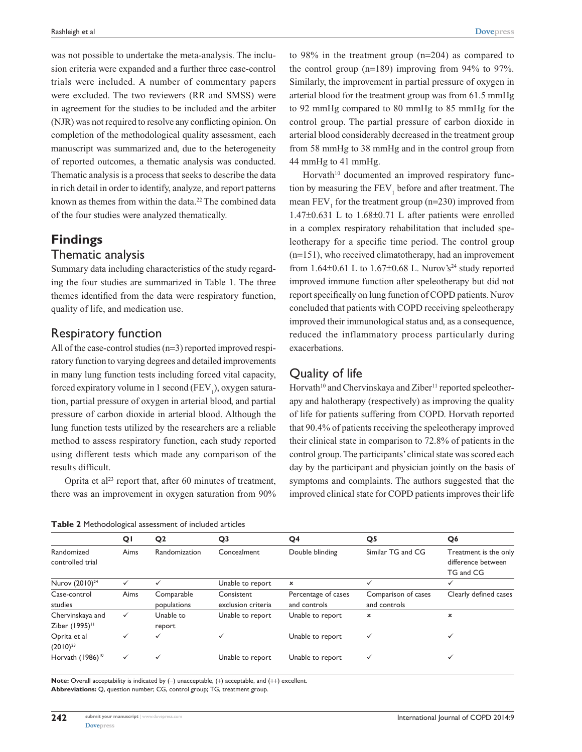was not possible to undertake the meta-analysis. The inclusion criteria were expanded and a further three case-control trials were included. A number of commentary papers were excluded. The two reviewers (RR and SMSS) were in agreement for the studies to be included and the arbiter (NJR) was not required to resolve any conflicting opinion. On completion of the methodological quality assessment, each manuscript was summarized and, due to the heterogeneity of reported outcomes, a thematic analysis was conducted. Thematic analysis is a process that seeks to describe the data in rich detail in order to identify, analyze, and report patterns known as themes from within the data.[22] The combined data of the four studies were analyzed thematically.

# Findings

## Thematic analysis

Summary data including characteristics of the study regarding the four studies are summarized in Table 1. The three themes identified from the data were respiratory function, quality of life, and medication use.

## Respiratory function

All of the case-control studies (n=3) reported improved respiratory function to varying degrees and detailed improvements in many lung function tests including forced vital capacity, forced expiratory volume in 1 second ($FEV_1$), oxygen saturation, partial pressure of oxygen in arterial blood, and partial pressure of carbon dioxide in arterial blood. Although the lung function tests utilized by the researchers are a reliable method to assess respiratory function, each study reported using different tests which made any comparison of the results difficult.

Oprita et al[23] report that, after 60 minutes of treatment, there was an improvement in oxygen saturation from 90% to 98% in the treatment group (n=204) as compared to the control group (n=189) improving from 94% to 97%. Similarly, the improvement in partial pressure of oxygen in arterial blood for the treatment group was from 61.5 mmHg to 92 mmHg compared to 80 mmHg to 85 mmHg for the control group. The partial pressure of carbon dioxide in arterial blood considerably decreased in the treatment group from 58 mmHg to 38 mmHg and in the control group from 44 mmHg to 41 mmHg.

Horvath[10] documented an improved respiratory function by measuring the $FEV_1$ before and after treatment. The mean $FEV_1$ for the treatment group (n=230) improved from 1.47±0.631 L to 1.68±0.71 L after patients were enrolled in a complex respiratory rehabilitation that included speleotherapy for a specific time period. The control group (n=151), who received climatotherapy, had an improvement from 1.64±0.61 L to 1.67±0.68 L. Nurov's[24] study reported improved immune function after speleotherapy but did not report specifically on lung function of COPD patients. Nurov concluded that patients with COPD receiving speleotherapy improved their immunological status and, as a consequence, reduced the inflammatory process particularly during exacerbations.

## Quality of life

Horvath[10] and Chervinskaya and Ziber[11] reported speleotherapy and halotherapy (respectively) as improving the quality of life for patients suffering from COPD. Horvath reported that 90.4% of patients receiving the speleotherapy improved their clinical state in comparison to 72.8% of patients in the control group. The participants' clinical state was scored each day by the participant and physician jointly on the basis of symptoms and complaints. The authors suggested that the improved clinical state for COPD patients improves their life

**Table 2** Methodological assessment of included articles

| | Q1 | Q2 | Q3 | Q4 | Q5 | Q6 |
|---|---|---|---|---|---|---|
| Randomized controlled trial | Aims | Randomization | Concealment | Double blinding | Similar TG and CG | Treatment is the only difference between TG and CG |
| Nurov (2010)[24] | ✓ | ✓ | Unable to report | × | ✓ | ✓ |
| Case-control studies | Aims | Comparable populations | Consistent exclusion criteria | Percentage of cases and controls | Comparison of cases and controls | Clearly defined cases |
| Chervinskaya and Ziber (1995)[11] | ✓ | Unable to report | Unable to report | Unable to report | × | × |
| Oprita et al (2010)[23] | ✓ | ✓ | ✓ | Unable to report | ✓ | ✓ |
| Horvath (1986)[10] | ✓ | ✓ | Unable to report | Unable to report | ✓ | ✓ |

**Note:** Overall acceptability is indicated by (–) unacceptable, (+) acceptable, and (++) excellent.
**Abbreviations:** Q, question number; CG, control group; TG, treatment group.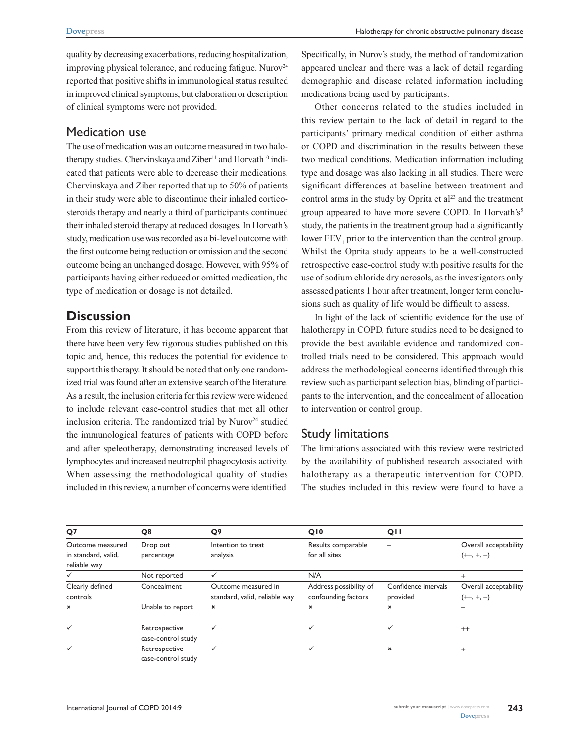quality by decreasing exacerbations, reducing hospitalization, improving physical tolerance, and reducing fatigue. Nurov[24] reported that positive shifts in immunological status resulted in improved clinical symptoms, but elaboration or description of clinical symptoms were not provided.

## Medication use

The use of medication was an outcome measured in two halotherapy studies. Chervinskaya and Ziber[11] and Horvath[10] indicated that patients were able to decrease their medications. Chervinskaya and Ziber reported that up to 50% of patients in their study were able to discontinue their inhaled corticosteroids therapy and nearly a third of participants continued their inhaled steroid therapy at reduced dosages. In Horvath's study, medication use was recorded as a bi-level outcome with the first outcome being reduction or omission and the second outcome being an unchanged dosage. However, with 95% of participants having either reduced or omitted medication, the type of medication or dosage is not detailed.

# Discussion

From this review of literature, it has become apparent that there have been very few rigorous studies published on this topic and, hence, this reduces the potential for evidence to support this therapy. It should be noted that only one randomized trial was found after an extensive search of the literature. As a result, the inclusion criteria for this review were widened to include relevant case-control studies that met all other inclusion criteria. The randomized trial by Nurov[24] studied the immunological features of patients with COPD before and after speleotherapy, demonstrating increased levels of lymphocytes and increased neutrophil phagocytosis activity. When assessing the methodological quality of studies included in this review, a number of concerns were identified. Specifically, in Nurov's study, the method of randomization appeared unclear and there was a lack of detail regarding demographic and disease related information including medications being used by participants.

Other concerns related to the studies included in this review pertain to the lack of detail in regard to the participants' primary medical condition of either asthma or COPD and discrimination in the results between these two medical conditions. Medication information including type and dosage was also lacking in all studies. There were significant differences at baseline between treatment and control arms in the study by Oprita et al[23] and the treatment group appeared to have more severe COPD. In Horvath's[5] study, the patients in the treatment group had a significantly lower $FEV_1$ prior to the intervention than the control group. Whilst the Oprita study appears to be a well-constructed retrospective case-control study with positive results for the use of sodium chloride dry aerosols, as the investigators only assessed patients 1 hour after treatment, longer term conclusions such as quality of life would be difficult to assess.

In light of the lack of scientific evidence for the use of halotherapy in COPD, future studies need to be designed to provide the best available evidence and randomized controlled trials need to be considered. This approach would address the methodological concerns identified through this review such as participant selection bias, blinding of participants to the intervention, and the concealment of allocation to intervention or control group.

## Study limitations

The limitations associated with this review were restricted by the availability of published research associated with halotherapy as a therapeutic intervention for COPD. The studies included in this review were found to have a

| Q7 | Q8 | Q9 | Q10 | Q11 | |
|---|---|---|---|---|---|
| Outcome measured in standard, valid, reliable way | Drop out percentage | Intention to treat analysis | Results comparable for all sites | – | Overall acceptability (++, +, –) |
| ✓ | Not reported | ✓ | N/A | | + |
| Clearly defined controls | Concealment | Outcome measured in standard, valid, reliable way | Address possibility of confounding factors | Confidence intervals provided | Overall acceptability (++, +, –) |
| × | Unable to report | × | × | × | – |
| ✓ | Retrospective case-control study | ✓ | ✓ | ✓ | ++ |
| ✓ | Retrospective case-control study | ✓ | ✓ | × | + |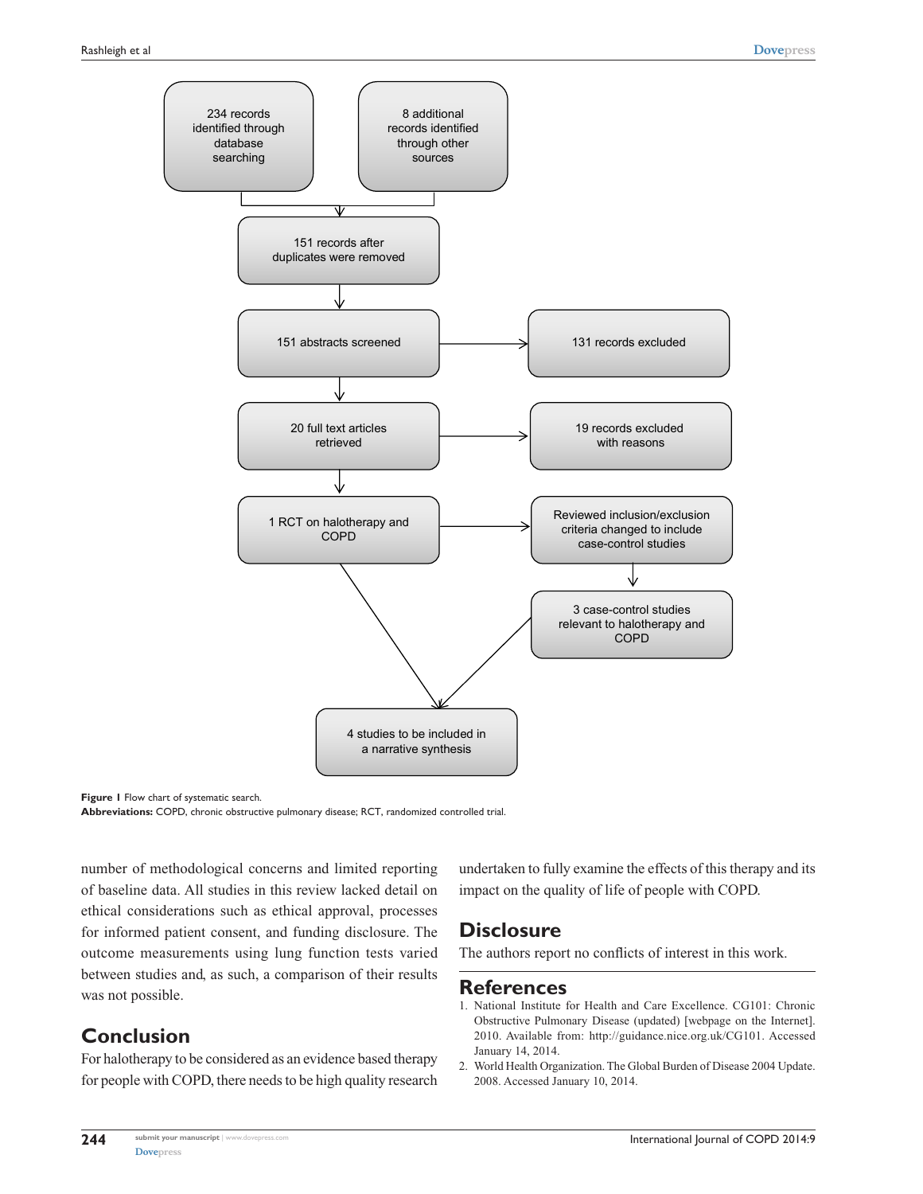234 records identified through database searching

8 additional records identified through other sources

151 records after duplicates were removed

151 abstracts screened

131 records excluded

20 full text articles retrieved

19 records excluded with reasons

1 RCT on halotherapy and COPD

Reviewed inclusion/exclusion criteria changed to include case-control studies

3 case-control studies relevant to halotherapy and COPD

4 studies to be included in a narrative synthesis

**Figure 1** Flow chart of systematic search.
**Abbreviations:** COPD, chronic obstructive pulmonary disease; RCT, randomized controlled trial.

number of methodological concerns and limited reporting of baseline data. All studies in this review lacked detail on ethical considerations such as ethical approval, processes for informed patient consent, and funding disclosure. The outcome measurements using lung function tests varied between studies and, as such, a comparison of their results was not possible.

## Conclusion

For halotherapy to be considered as an evidence based therapy for people with COPD, there needs to be high quality research undertaken to fully examine the effects of this therapy and its impact on the quality of life of people with COPD.

## Disclosure

The authors report no conflicts of interest in this work.

## References

1. National Institute for Health and Care Excellence. CG101: Chronic Obstructive Pulmonary Disease (updated) [webpage on the Internet]. 2010. Available from: http://guidance.nice.org.uk/CG101. Accessed January 14, 2014.
2. World Health Organization. The Global Burden of Disease 2004 Update. 2008. Accessed January 10, 2014.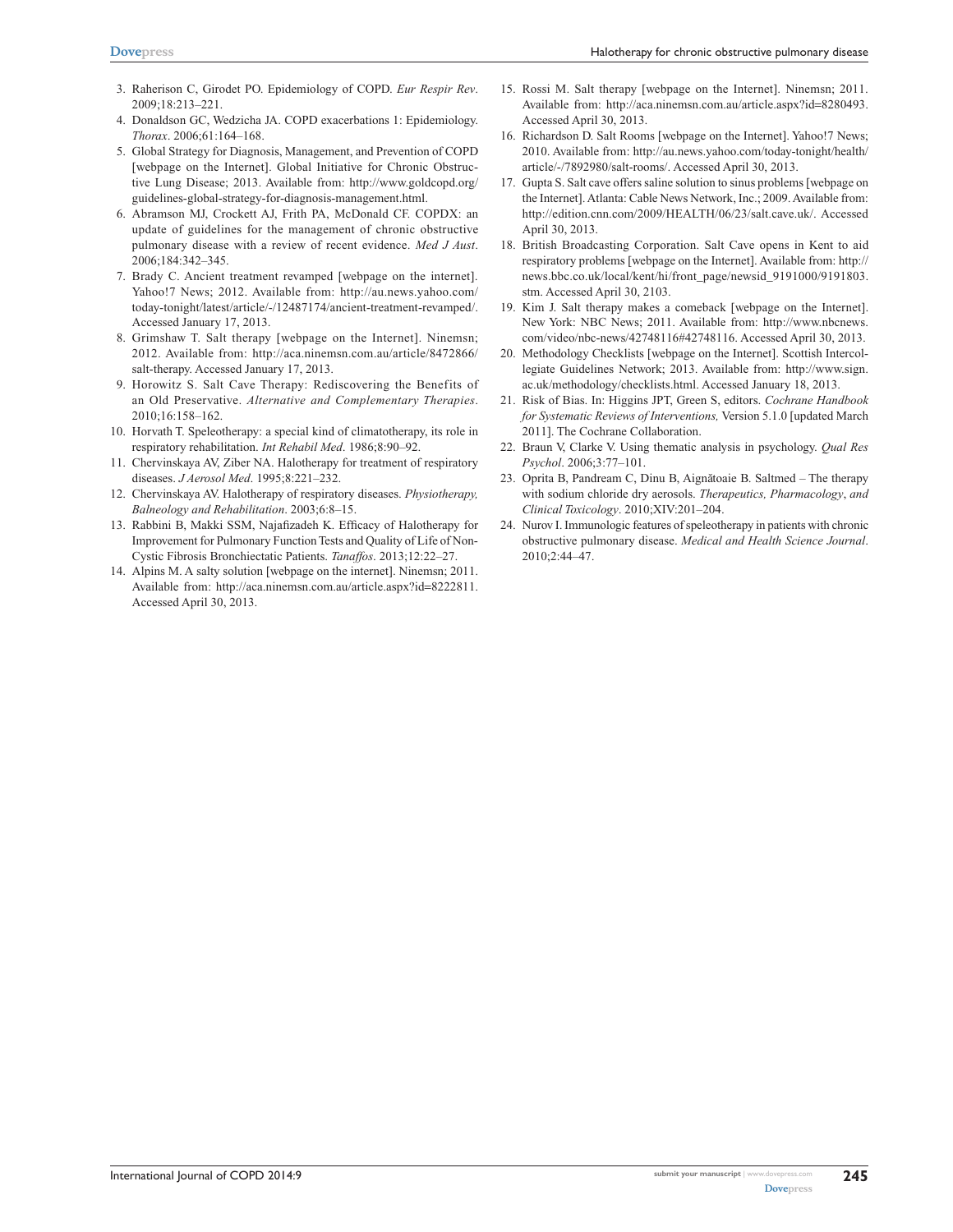3. Raherison C, Girodet PO. Epidemiology of COPD. *Eur Respir Rev*. 2009;18:213–221.
4. Donaldson GC, Wedzicha JA. COPD exacerbations 1: Epidemiology. *Thorax*. 2006;61:164–168.
5. Global Strategy for Diagnosis, Management, and Prevention of COPD [webpage on the Internet]. Global Initiative for Chronic Obstructive Lung Disease; 2013. Available from: http://www.goldcopd.org/guidelines-global-strategy-for-diagnosis-management.html.
6. Abramson MJ, Crockett AJ, Frith PA, McDonald CF. COPDX: an update of guidelines for the management of chronic obstructive pulmonary disease with a review of recent evidence. *Med J Aust*. 2006;184:342–345.
7. Brady C. Ancient treatment revamped [webpage on the internet]. Yahoo!7 News; 2012. Available from: http://au.news.yahoo.com/today-tonight/latest/article/-/12487174/ancient-treatment-revamped/. Accessed January 17, 2013.
8. Grimshaw T. Salt therapy [webpage on the Internet]. Ninemsn; 2012. Available from: http://aca.ninemsn.com.au/article/8472866/salt-therapy. Accessed January 17, 2013.
9. Horowitz S. Salt Cave Therapy: Rediscovering the Benefits of an Old Preservative. *Alternative and Complementary Therapies*. 2010;16:158–162.
10. Horvath T. Speleotherapy: a special kind of climatotherapy, its role in respiratory rehabilitation. *Int Rehabil Med*. 1986;8:90–92.
11. Chervinskaya AV, Ziber NA. Halotherapy for treatment of respiratory diseases. *J Aerosol Med*. 1995;8:221–232.
12. Chervinskaya AV. Halotherapy of respiratory diseases. *Physiotherapy, Balneology and Rehabilitation*. 2003;6:8–15.
13. Rabbini B, Makki SSM, Najafizadeh K. Efficacy of Halotherapy for Improvement for Pulmonary Function Tests and Quality of Life of Non-Cystic Fibrosis Bronchiectatic Patients. *Tanaffos*. 2013;12:22–27.
14. Alpins M. A salty solution [webpage on the internet]. Ninemsn; 2011. Available from: http://aca.ninemsn.com.au/article.aspx?id=8222811. Accessed April 30, 2013.
15. Rossi M. Salt therapy [webpage on the Internet]. Ninemsn; 2011. Available from: http://aca.ninemsn.com.au/article.aspx?id=8280493. Accessed April 30, 2013.
16. Richardson D. Salt Rooms [webpage on the Internet]. Yahoo!7 News; 2010. Available from: http://au.news.yahoo.com/today-tonight/health/article/-/7892980/salt-rooms/. Accessed April 30, 2013.
17. Gupta S. Salt cave offers saline solution to sinus problems [webpage on the Internet]. Atlanta: Cable News Network, Inc.; 2009. Available from: http://edition.cnn.com/2009/HEALTH/06/23/salt.cave.uk/. Accessed April 30, 2013.
18. British Broadcasting Corporation. Salt Cave opens in Kent to aid respiratory problems [webpage on the Internet]. Available from: http://news.bbc.co.uk/local/kent/hi/front_page/newsid_9191000/9191803.stm. Accessed April 30, 2103.
19. Kim J. Salt therapy makes a comeback [webpage on the Internet]. New York: NBC News; 2011. Available from: http://www.nbcnews.com/video/nbc-news/42748116#42748116. Accessed April 30, 2013.
20. Methodology Checklists [webpage on the Internet]. Scottish Intercollegiate Guidelines Network; 2013. Available from: http://www.sign.ac.uk/methodology/checklists.html. Accessed January 18, 2013.
21. Risk of Bias. In: Higgins JPT, Green S, editors. *Cochrane Handbook for Systematic Reviews of Interventions,* Version 5.1.0 [updated March 2011]. The Cochrane Collaboration.
22. Braun V, Clarke V. Using thematic analysis in psychology. *Qual Res Psychol*. 2006;3:77–101.
23. Oprita B, Pandream C, Dinu B, Aignătoaie B. Saltmed – The therapy with sodium chloride dry aerosols. *Therapeutics, Pharmacology*, *and Clinical Toxicology*. 2010;XIV:201–204.
24. Nurov I. Immunologic features of speleotherapy in patients with chronic obstructive pulmonary disease. *Medical and Health Science Journal*. 2010;2:44–47.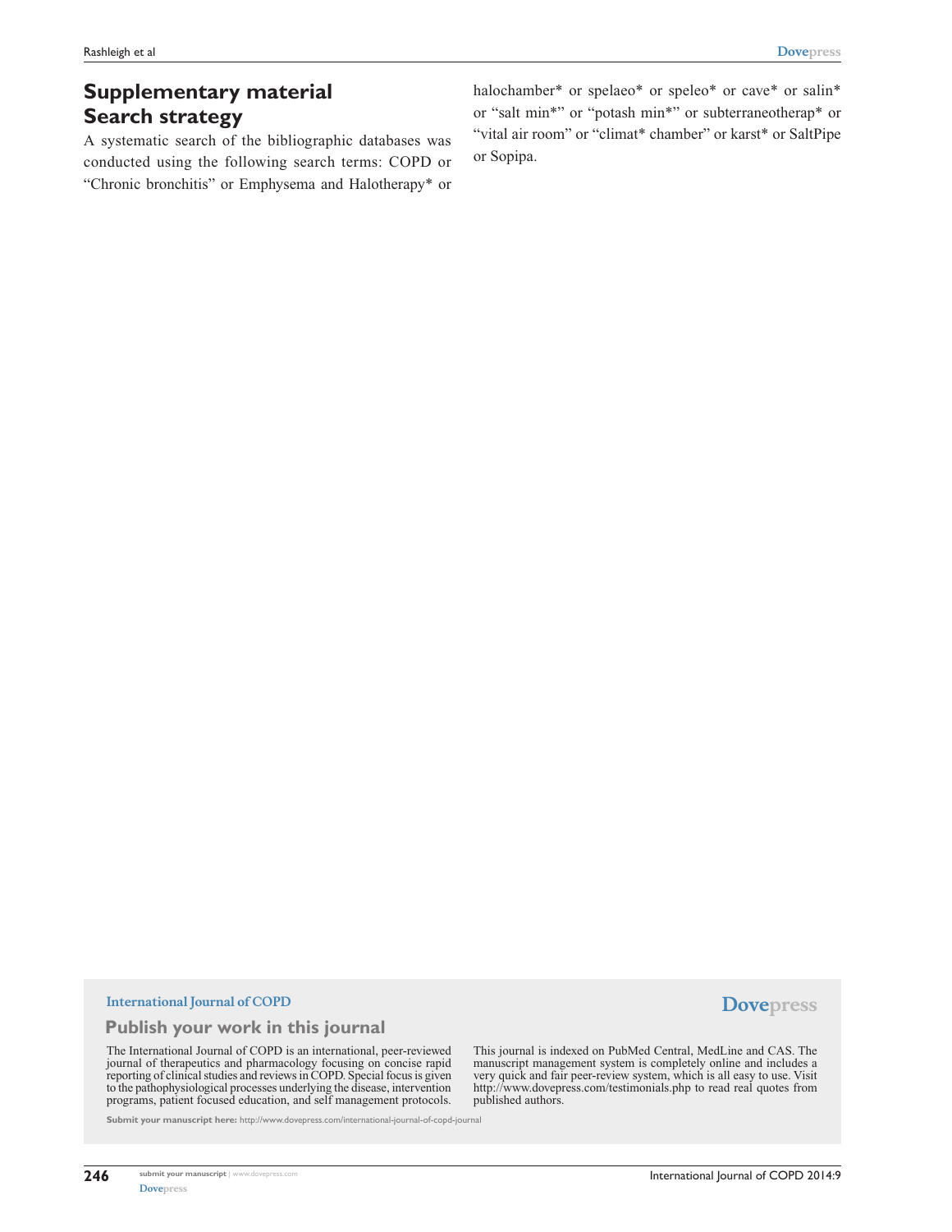# Supplementary material

## Search strategy

A systematic search of the bibliographic databases was conducted using the following search terms: COPD or "Chronic bronchitis" or Emphysema and Halotherapy* or halochamber* or spelaeo* or speleo* or cave* or salin* or "salt min*" or "potash min*" or subterraneotherap* or "vital air room" or "climat* chamber" or karst* or SaltPipe or Sopipa.

**International Journal of COPD**

**Publish your work in this journal**

The International Journal of COPD is an international, peer-reviewed journal of therapeutics and pharmacology focusing on concise rapid reporting of clinical studies and reviews in COPD. Special focus is given to the pathophysiological processes underlying the disease, intervention programs, patient focused education, and self management protocols. This journal is indexed on PubMed Central, MedLine and CAS. The manuscript management system is completely online and includes a very quick and fair peer-review system, which is all easy to use. Visit http://www.dovepress.com/testimonials.php to read real quotes from published authors.

**Submit your manuscript here:** http://www.dovepress.com/international-journal-of-copd-journal